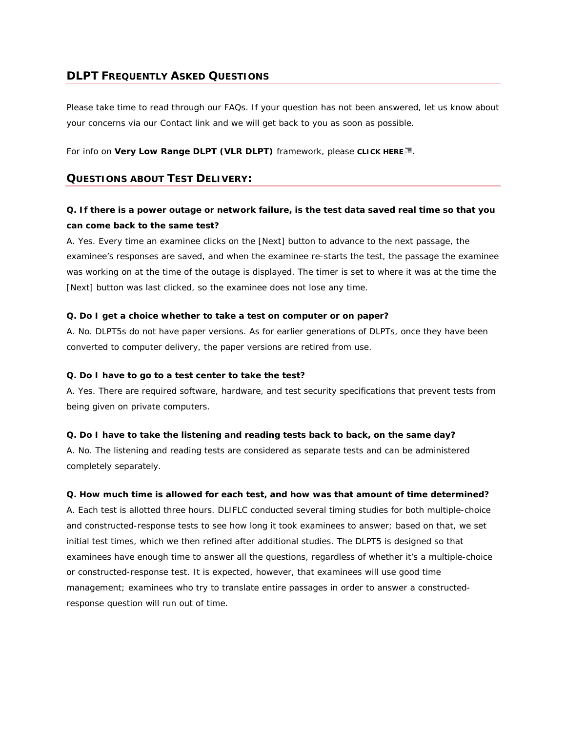## DLPT FREQUENTLY ASKED QUESTIONS

Please take time to read through our FAQs. If your question has not been answered, let us know about your concerns via our Contact link and we will get back to you as soon as possible.

For info on **Very Low Range DLPT (VLR DLPT)** framework, please **CLICK HERE**.

## QUESTIONS ABOUT TEST DELIVERY:

### Q. If there is a power outage or network failure, is the test data saved real time so that you can come back to the same test?

A. Yes. Every time an examinee clicks on the [Next] button to advance to the next passage, the examinee's responses are saved, and when the examinee re-starts the test, the passage the examinee was working on at the time of the outage is displayed. The timer is set to where it was at the time the [Next] button was last clicked, so the examinee does not lose any time.

**Q. Do I get a choice whether to take a test on computer or on paper?**

A. No. DLPT5s do not have paper versions. As for earlier generations of DLPTs, once they have been converted to computer delivery, the paper versions are retired from use.

**Q. Do I have to go to a test center to take the test?**

A. Yes. There are required software, hardware, and test security specifications that prevent tests from being given on private computers.

**Q. Do I have to take the listening and reading tests back to back, on the same day?**

A. No. The listening and reading tests are considered as separate tests and can be administered completely separately.

**Q. How much time is allowed for each test, and how was that amount of time determined?**

A. Each test is allotted three hours. DLIFLC conducted several timing studies for both multiple-choice and constructed-response tests to see how long it took examinees to answer; based on that, we set initial test times, which we then refined after additional studies. The DLPT5 is designed so that examinees have enough time to answer all the questions, regardless of whether it's a multiple-choice or constructed-response test. It is expected, however, that examinees will use good time management; examinees who try to translate entire passages in order to answer a constructed-response question will run out of time.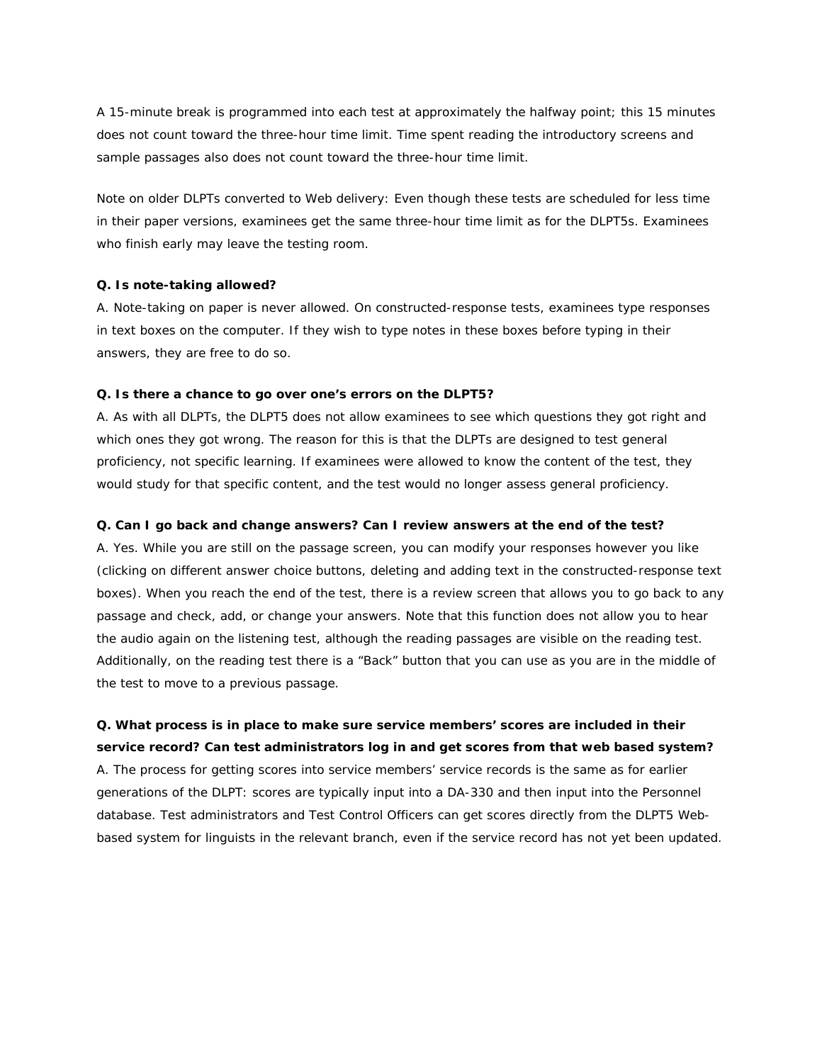A 15-minute break is programmed into each test at approximately the halfway point; this 15 minutes does not count toward the three-hour time limit. Time spent reading the introductory screens and sample passages also does not count toward the three-hour time limit.

Note on older DLPTs converted to Web delivery: Even though these tests are scheduled for less time in their paper versions, examinees get the same three-hour time limit as for the DLPT5s. Examinees who finish early may leave the testing room.

**Q. Is note-taking allowed?**

A. Note-taking on paper is never allowed. On constructed-response tests, examinees type responses in text boxes on the computer. If they wish to type notes in these boxes before typing in their answers, they are free to do so.

**Q. Is there a chance to go over one's errors on the DLPT5?**

A. As with all DLPTs, the DLPT5 does not allow examinees to see which questions they got right and which ones they got wrong. The reason for this is that the DLPTs are designed to test general proficiency, not specific learning. If examinees were allowed to know the content of the test, they would study for that specific content, and the test would no longer assess general proficiency.

**Q. Can I go back and change answers? Can I review answers at the end of the test?**

A. Yes. While you are still on the passage screen, you can modify your responses however you like (clicking on different answer choice buttons, deleting and adding text in the constructed-response text boxes). When you reach the end of the test, there is a review screen that allows you to go back to any passage and check, add, or change your answers. Note that this function does not allow you to hear the audio again on the listening test, although the reading passages are visible on the reading test. Additionally, on the reading test there is a "Back" button that you can use as you are in the middle of the test to move to a previous passage.

**Q. What process is in place to make sure service members' scores are included in their service record? Can test administrators log in and get scores from that web based system?**

A. The process for getting scores into service members' service records is the same as for earlier generations of the DLPT: scores are typically input into a DA-330 and then input into the Personnel database. Test administrators and Test Control Officers can get scores directly from the DLPT5 Web-based system for linguists in the relevant branch, even if the service record has not yet been updated.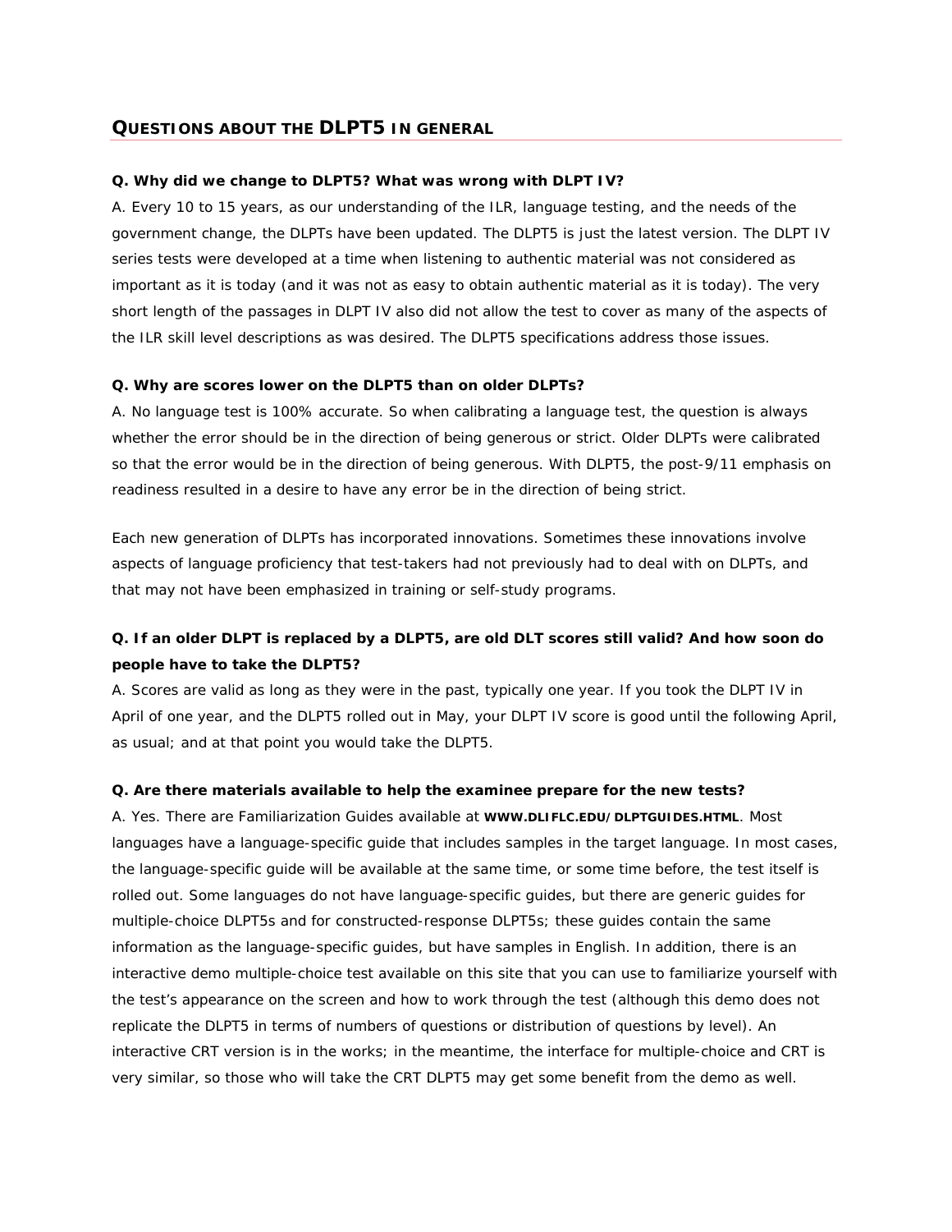## QUESTIONS ABOUT THE DLPT5 IN GENERAL

**Q. Why did we change to DLPT5? What was wrong with DLPT IV?**

A. Every 10 to 15 years, as our understanding of the ILR, language testing, and the needs of the government change, the DLPTs have been updated. The DLPT5 is just the latest version. The DLPT IV series tests were developed at a time when listening to authentic material was not considered as important as it is today (and it was not as easy to obtain authentic material as it is today). The very short length of the passages in DLPT IV also did not allow the test to cover as many of the aspects of the ILR skill level descriptions as was desired. The DLPT5 specifications address those issues.

**Q. Why are scores lower on the DLPT5 than on older DLPTs?**

A. No language test is 100% accurate. So when calibrating a language test, the question is always whether the error should be in the direction of being generous or strict. Older DLPTs were calibrated so that the error would be in the direction of being generous. With DLPT5, the post-9/11 emphasis on readiness resulted in a desire to have any error be in the direction of being strict.

Each new generation of DLPTs has incorporated innovations. Sometimes these innovations involve aspects of language proficiency that test-takers had not previously had to deal with on DLPTs, and that may not have been emphasized in training or self-study programs.

**Q. If an older DLPT is replaced by a DLPT5, are old DLT scores still valid? And how soon do people have to take the DLPT5?**

A. Scores are valid as long as they were in the past, typically one year. If you took the DLPT IV in April of one year, and the DLPT5 rolled out in May, your DLPT IV score is good until the following April, as usual; and at that point you would take the DLPT5.

**Q. Are there materials available to help the examinee prepare for the new tests?**

A. Yes. There are Familiarization Guides available at **WWW.DLIFLC.EDU/DLPTGUIDES.HTML**. Most languages have a language-specific guide that includes samples in the target language. In most cases, the language-specific guide will be available at the same time, or some time before, the test itself is rolled out. Some languages do not have language-specific guides, but there are generic guides for multiple-choice DLPT5s and for constructed-response DLPT5s; these guides contain the same information as the language-specific guides, but have samples in English. In addition, there is an interactive demo multiple-choice test available on this site that you can use to familiarize yourself with the test's appearance on the screen and how to work through the test (although this demo does not replicate the DLPT5 in terms of numbers of questions or distribution of questions by level). An interactive CRT version is in the works; in the meantime, the interface for multiple-choice and CRT is very similar, so those who will take the CRT DLPT5 may get some benefit from the demo as well.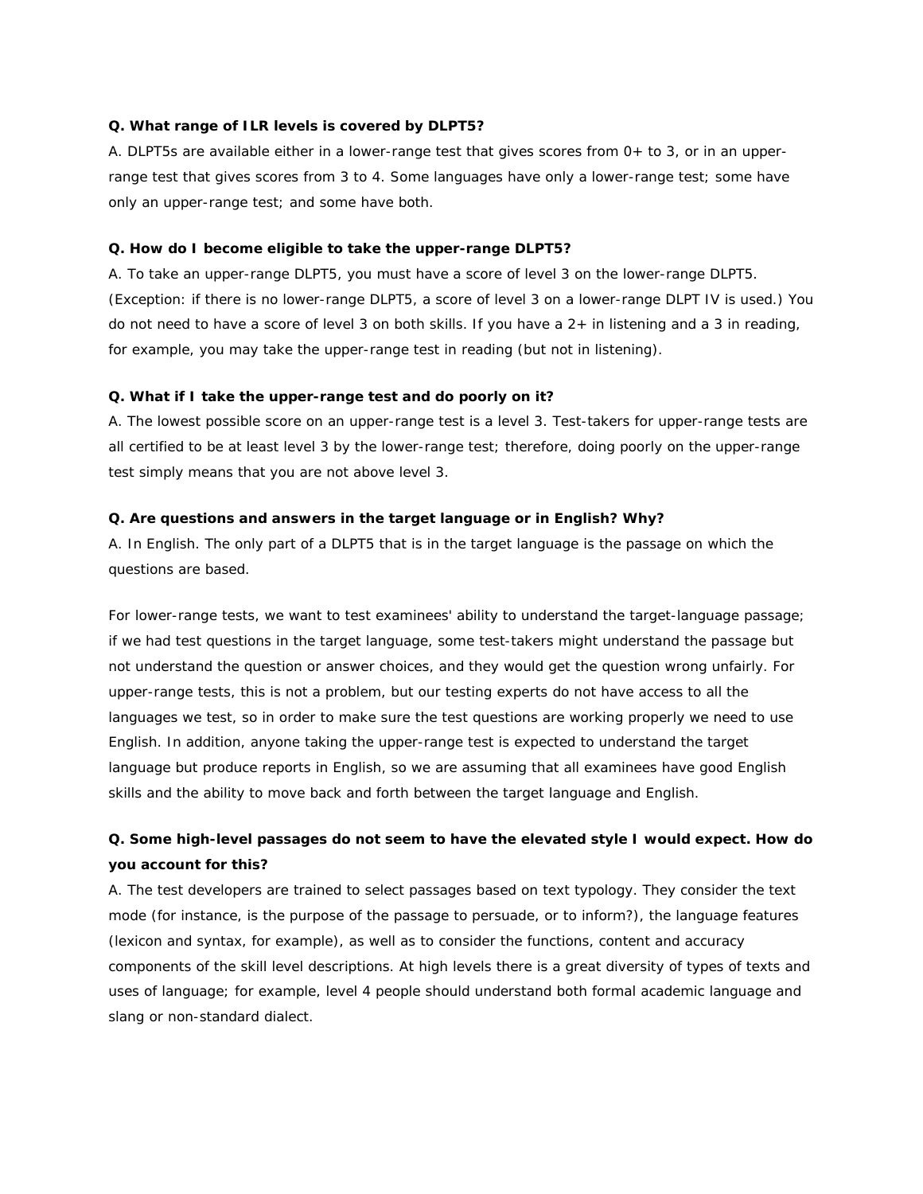**Q. What range of ILR levels is covered by DLPT5?**

A. DLPT5s are available either in a lower-range test that gives scores from 0+ to 3, or in an upper-range test that gives scores from 3 to 4. Some languages have only a lower-range test; some have only an upper-range test; and some have both.

**Q. How do I become eligible to take the upper-range DLPT5?**

A. To take an upper-range DLPT5, you must have a score of level 3 on the lower-range DLPT5. (Exception: if there is no lower-range DLPT5, a score of level 3 on a lower-range DLPT IV is used.) You do not need to have a score of level 3 on both skills. If you have a 2+ in listening and a 3 in reading, for example, you may take the upper-range test in reading (but not in listening).

**Q. What if I take the upper-range test and do poorly on it?**

A. The lowest possible score on an upper-range test is a level 3. Test-takers for upper-range tests are all certified to be at least level 3 by the lower-range test; therefore, doing poorly on the upper-range test simply means that you are not above level 3.

**Q. Are questions and answers in the target language or in English? Why?**

A. In English. The only part of a DLPT5 that is in the target language is the passage on which the questions are based.

For lower-range tests, we want to test examinees' ability to understand the target-language passage; if we had test questions in the target language, some test-takers might understand the passage but not understand the question or answer choices, and they would get the question wrong unfairly. For upper-range tests, this is not a problem, but our testing experts do not have access to all the languages we test, so in order to make sure the test questions are working properly we need to use English. In addition, anyone taking the upper-range test is expected to understand the target language but produce reports in English, so we are assuming that all examinees have good English skills and the ability to move back and forth between the target language and English.

**Q. Some high-level passages do not seem to have the elevated style I would expect. How do you account for this?**

A. The test developers are trained to select passages based on text typology. They consider the text mode (for instance, is the purpose of the passage to persuade, or to inform?), the language features (lexicon and syntax, for example), as well as to consider the functions, content and accuracy components of the skill level descriptions. At high levels there is a great diversity of types of texts and uses of language; for example, level 4 people should understand both formal academic language and slang or non-standard dialect.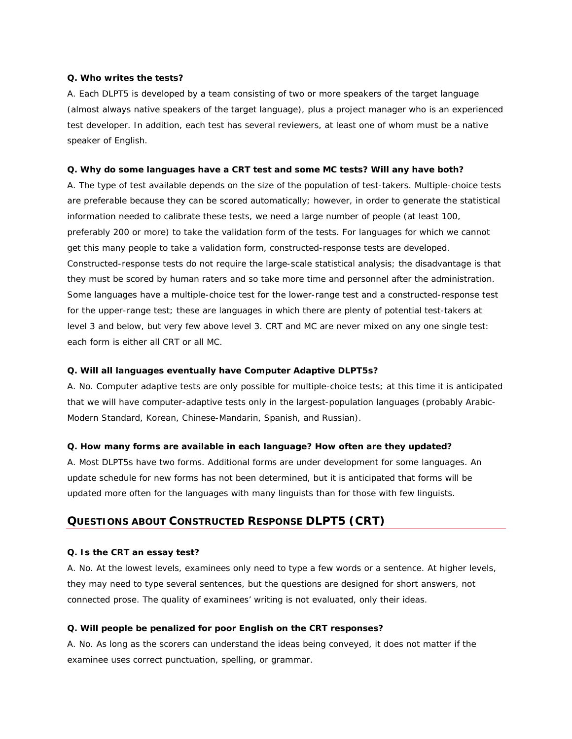**Q. Who writes the tests?**

A. Each DLPT5 is developed by a team consisting of two or more speakers of the target language (almost always native speakers of the target language), plus a project manager who is an experienced test developer. In addition, each test has several reviewers, at least one of whom must be a native speaker of English.

**Q. Why do some languages have a CRT test and some MC tests? Will any have both?**

A. The type of test available depends on the size of the population of test-takers. Multiple-choice tests are preferable because they can be scored automatically; however, in order to generate the statistical information needed to calibrate these tests, we need a large number of people (at least 100, preferably 200 or more) to take the validation form of the tests. For languages for which we cannot get this many people to take a validation form, constructed-response tests are developed. Constructed-response tests do not require the large-scale statistical analysis; the disadvantage is that they must be scored by human raters and so take more time and personnel after the administration. Some languages have a multiple-choice test for the lower-range test and a constructed-response test for the upper-range test; these are languages in which there are plenty of potential test-takers at level 3 and below, but very few above level 3. CRT and MC are never mixed on any one single test: each form is either all CRT or all MC.

**Q. Will all languages eventually have Computer Adaptive DLPT5s?**

A. No. Computer adaptive tests are only possible for multiple-choice tests; at this time it is anticipated that we will have computer-adaptive tests only in the largest-population languages (probably Arabic-Modern Standard, Korean, Chinese-Mandarin, Spanish, and Russian).

**Q. How many forms are available in each language? How often are they updated?**

A. Most DLPT5s have two forms. Additional forms are under development for some languages. An update schedule for new forms has not been determined, but it is anticipated that forms will be updated more often for the languages with many linguists than for those with few linguists.

## QUESTIONS ABOUT CONSTRUCTED RESPONSE DLPT5 (CRT)

**Q. Is the CRT an essay test?**

A. No. At the lowest levels, examinees only need to type a few words or a sentence. At higher levels, they may need to type several sentences, but the questions are designed for short answers, not connected prose. The quality of examinees' writing is not evaluated, only their ideas.

**Q. Will people be penalized for poor English on the CRT responses?**

A. No. As long as the scorers can understand the ideas being conveyed, it does not matter if the examinee uses correct punctuation, spelling, or grammar.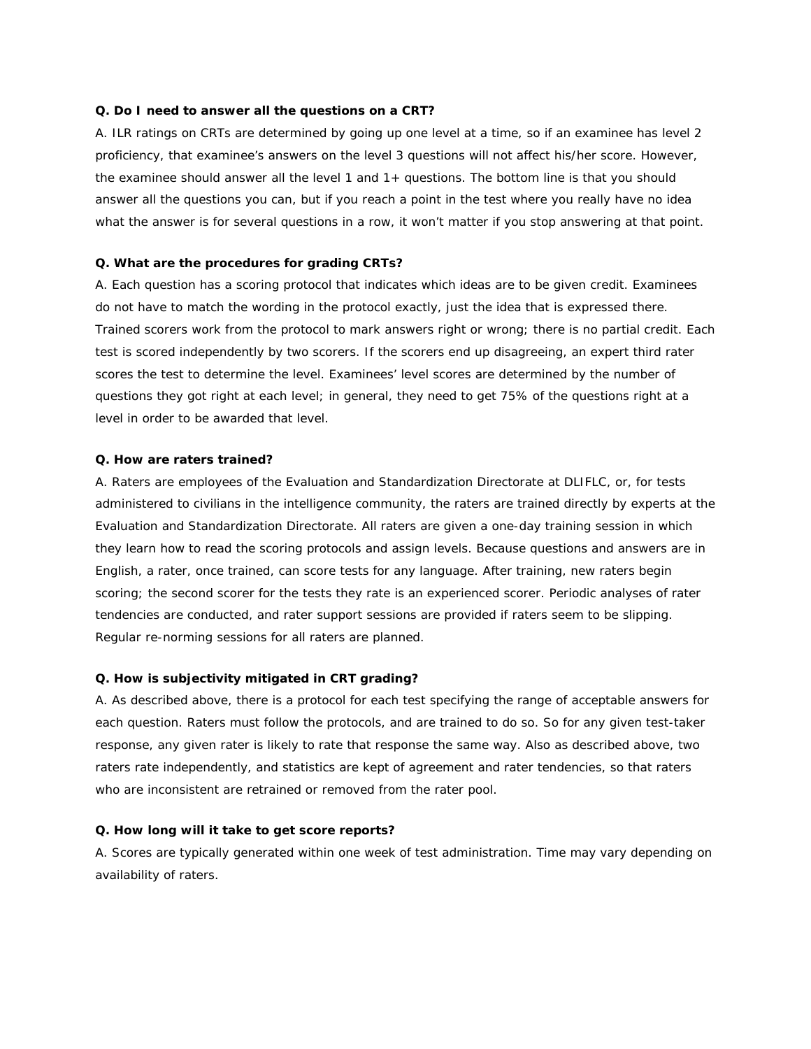**Q. Do I need to answer all the questions on a CRT?**

A. ILR ratings on CRTs are determined by going up one level at a time, so if an examinee has level 2 proficiency, that examinee's answers on the level 3 questions will not affect his/her score. However, the examinee should answer all the level 1 and 1+ questions. The bottom line is that you should answer all the questions you can, but if you reach a point in the test where you really have no idea what the answer is for several questions in a row, it won't matter if you stop answering at that point.

**Q. What are the procedures for grading CRTs?**

A. Each question has a scoring protocol that indicates which ideas are to be given credit. Examinees do not have to match the wording in the protocol exactly, just the idea that is expressed there. Trained scorers work from the protocol to mark answers right or wrong; there is no partial credit. Each test is scored independently by two scorers. If the scorers end up disagreeing, an expert third rater scores the test to determine the level. Examinees' level scores are determined by the number of questions they got right at each level; in general, they need to get 75% of the questions right at a level in order to be awarded that level.

**Q. How are raters trained?**

A. Raters are employees of the Evaluation and Standardization Directorate at DLIFLC, or, for tests administered to civilians in the intelligence community, the raters are trained directly by experts at the Evaluation and Standardization Directorate. All raters are given a one-day training session in which they learn how to read the scoring protocols and assign levels. Because questions and answers are in English, a rater, once trained, can score tests for any language. After training, new raters begin scoring; the second scorer for the tests they rate is an experienced scorer. Periodic analyses of rater tendencies are conducted, and rater support sessions are provided if raters seem to be slipping. Regular re-norming sessions for all raters are planned.

**Q. How is subjectivity mitigated in CRT grading?**

A. As described above, there is a protocol for each test specifying the range of acceptable answers for each question. Raters must follow the protocols, and are trained to do so. So for any given test-taker response, any given rater is likely to rate that response the same way. Also as described above, two raters rate independently, and statistics are kept of agreement and rater tendencies, so that raters who are inconsistent are retrained or removed from the rater pool.

**Q. How long will it take to get score reports?**

A. Scores are typically generated within one week of test administration. Time may vary depending on availability of raters.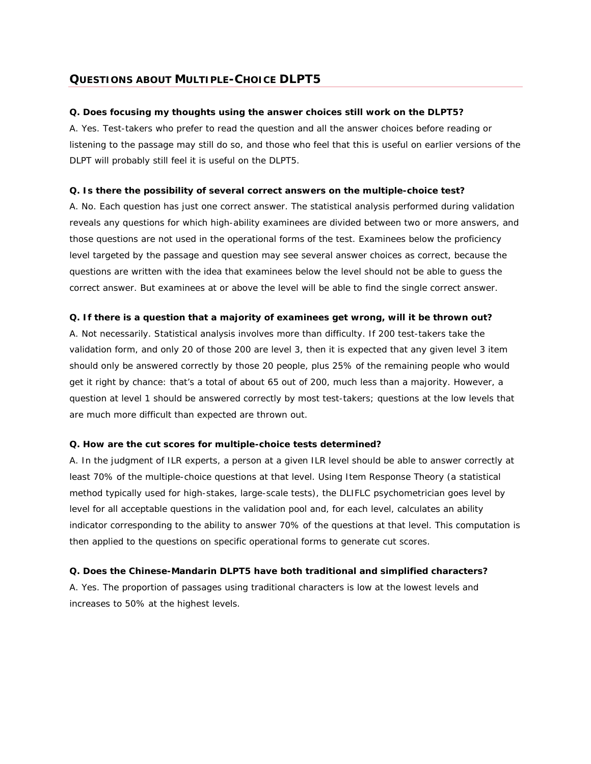## Questions about Multiple-Choice DLPT5

**Q. Does focusing my thoughts using the answer choices still work on the DLPT5?**

A. Yes. Test-takers who prefer to read the question and all the answer choices before reading or listening to the passage may still do so, and those who feel that this is useful on earlier versions of the DLPT will probably still feel it is useful on the DLPT5.

**Q. Is there the possibility of several correct answers on the multiple-choice test?**

A. No. Each question has just one correct answer. The statistical analysis performed during validation reveals any questions for which high-ability examinees are divided between two or more answers, and those questions are not used in the operational forms of the test. Examinees below the proficiency level targeted by the passage and question may see several answer choices as correct, because the questions are written with the idea that examinees below the level should not be able to guess the correct answer. But examinees at or above the level will be able to find the single correct answer.

**Q. If there is a question that a majority of examinees get wrong, will it be thrown out?**

A. Not necessarily. Statistical analysis involves more than difficulty. If 200 test-takers take the validation form, and only 20 of those 200 are level 3, then it is expected that any given level 3 item should only be answered correctly by those 20 people, plus 25% of the remaining people who would get it right by chance: that's a total of about 65 out of 200, much less than a majority. However, a question at level 1 should be answered correctly by most test-takers; questions at the low levels that are much more difficult than expected are thrown out.

**Q. How are the cut scores for multiple-choice tests determined?**

A. In the judgment of ILR experts, a person at a given ILR level should be able to answer correctly at least 70% of the multiple-choice questions at that level. Using Item Response Theory (a statistical method typically used for high-stakes, large-scale tests), the DLIFLC psychometrician goes level by level for all acceptable questions in the validation pool and, for each level, calculates an ability indicator corresponding to the ability to answer 70% of the questions at that level. This computation is then applied to the questions on specific operational forms to generate cut scores.

**Q. Does the Chinese-Mandarin DLPT5 have both traditional and simplified characters?**

A. Yes. The proportion of passages using traditional characters is low at the lowest levels and increases to 50% at the highest levels.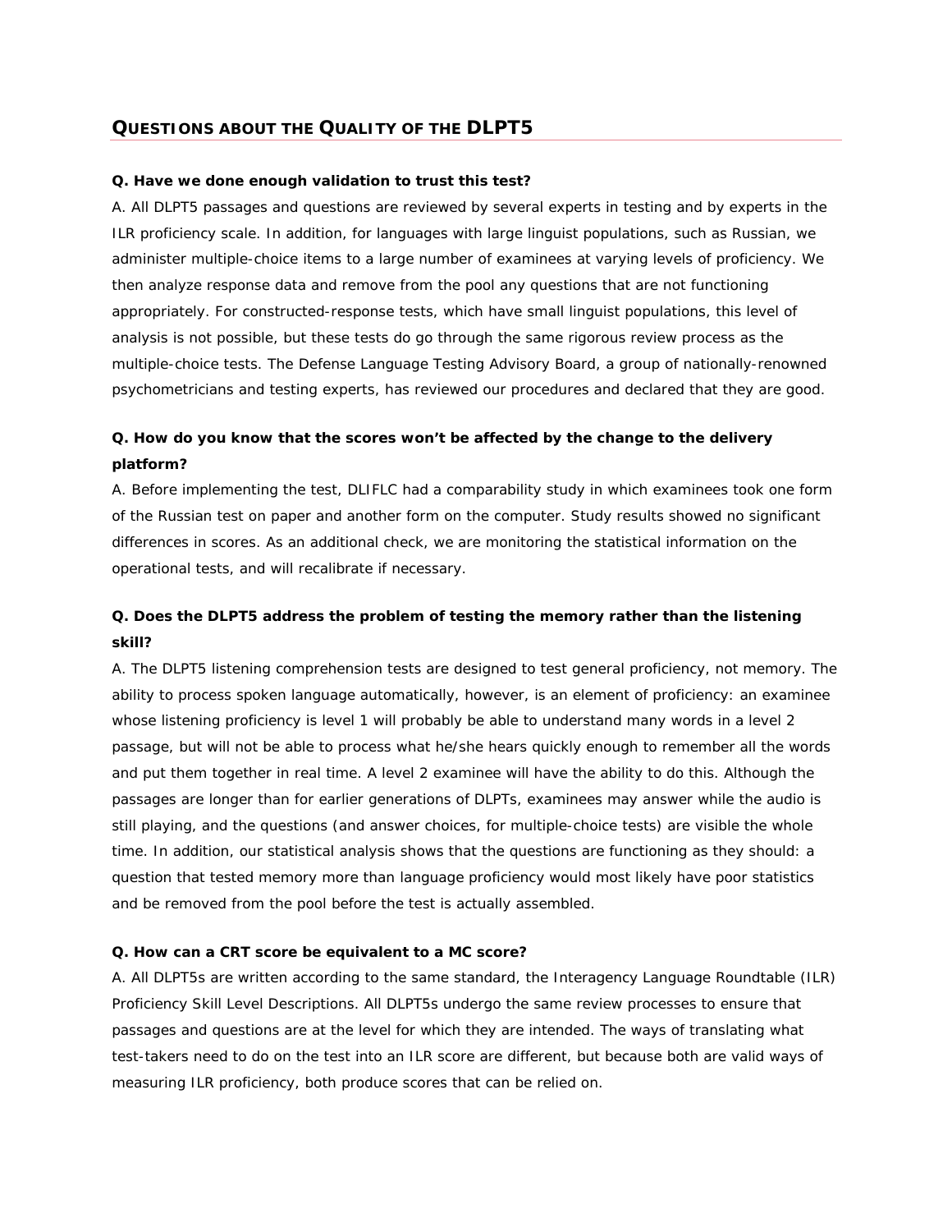## QUESTIONS ABOUT THE QUALITY OF THE DLPT5

**Q. Have we done enough validation to trust this test?**

A. All DLPT5 passages and questions are reviewed by several experts in testing and by experts in the ILR proficiency scale. In addition, for languages with large linguist populations, such as Russian, we administer multiple-choice items to a large number of examinees at varying levels of proficiency. We then analyze response data and remove from the pool any questions that are not functioning appropriately. For constructed-response tests, which have small linguist populations, this level of analysis is not possible, but these tests do go through the same rigorous review process as the multiple-choice tests. The Defense Language Testing Advisory Board, a group of nationally-renowned psychometricians and testing experts, has reviewed our procedures and declared that they are good.

**Q. How do you know that the scores won't be affected by the change to the delivery platform?**

A. Before implementing the test, DLIFLC had a comparability study in which examinees took one form of the Russian test on paper and another form on the computer. Study results showed no significant differences in scores. As an additional check, we are monitoring the statistical information on the operational tests, and will recalibrate if necessary.

**Q. Does the DLPT5 address the problem of testing the memory rather than the listening skill?**

A. The DLPT5 listening comprehension tests are designed to test general proficiency, not memory. The ability to process spoken language automatically, however, is an element of proficiency: an examinee whose listening proficiency is level 1 will probably be able to understand many words in a level 2 passage, but will not be able to process what he/she hears quickly enough to remember all the words and put them together in real time. A level 2 examinee will have the ability to do this. Although the passages are longer than for earlier generations of DLPTs, examinees may answer while the audio is still playing, and the questions (and answer choices, for multiple-choice tests) are visible the whole time. In addition, our statistical analysis shows that the questions are functioning as they should: a question that tested memory more than language proficiency would most likely have poor statistics and be removed from the pool before the test is actually assembled.

**Q. How can a CRT score be equivalent to a MC score?**

A. All DLPT5s are written according to the same standard, the Interagency Language Roundtable (ILR) Proficiency Skill Level Descriptions. All DLPT5s undergo the same review processes to ensure that passages and questions are at the level for which they are intended. The ways of translating what test-takers need to do on the test into an ILR score are different, but because both are valid ways of measuring ILR proficiency, both produce scores that can be relied on.